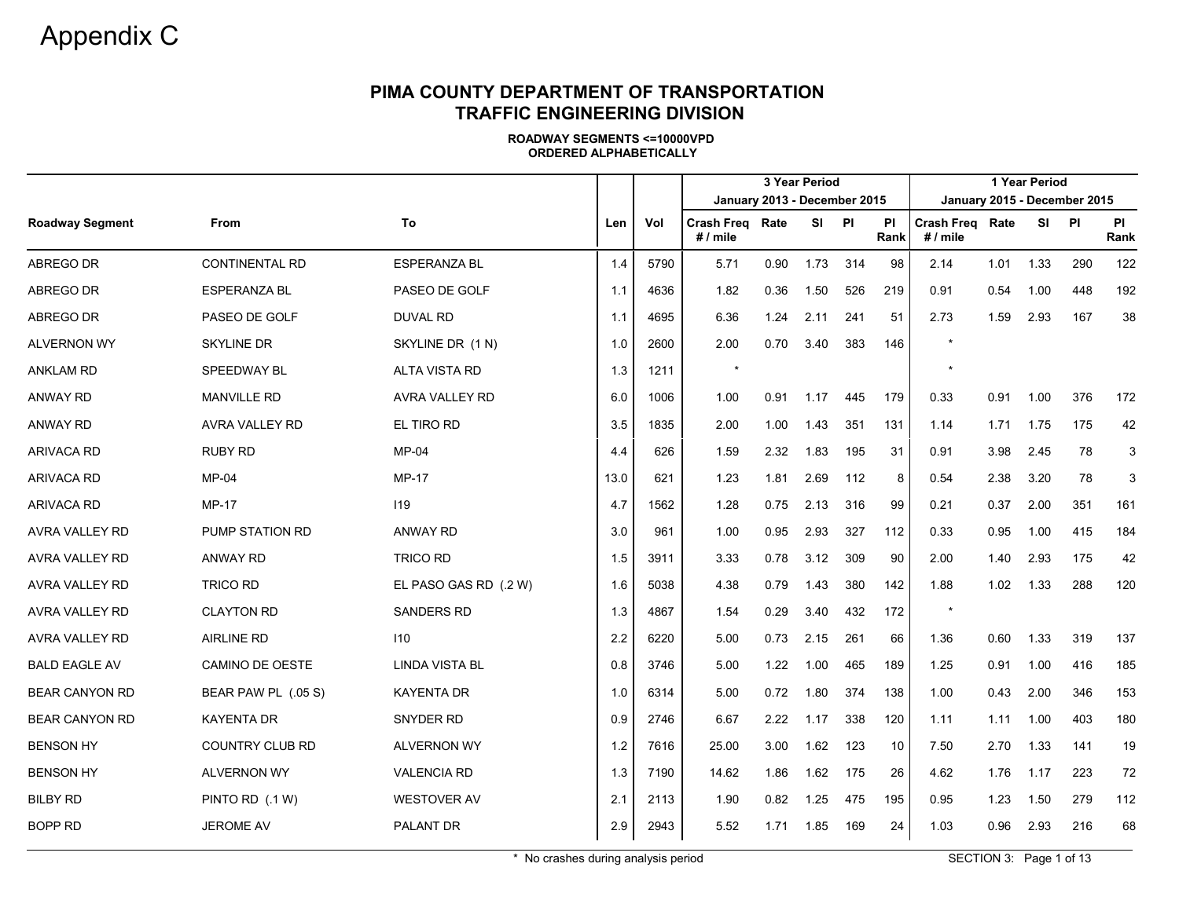# Appendix C

## PIMA COUNTY DEPARTMENT OF TRANSPORTATION
## TRAFFIC ENGINEERING DIVISION

**ROADWAY SEGMENTS <=10000VPD**
**ORDERED ALPHABETICALLY**

| | | | | | 3 Year Period January 2013 - December 2015 | | | | | 1 Year Period January 2015 - December 2015 | | | | |
|---|---|---|---|---|---|---|---|---|---|---|---|---|---|---|
| **Roadway Segment** | **From** | **To** | **Len** | **Vol** | **Crash Freq # / mile** | **Rate** | **SI** | **PI** | **PI Rank** | **Crash Freq # / mile** | **Rate** | **SI** | **PI** | **PI Rank** |
| ABREGO DR | CONTINENTAL RD | ESPERANZA BL | 1.4 | 5790 | 5.71 | 0.90 | 1.73 | 314 | 98 | 2.14 | 1.01 | 1.33 | 290 | 122 |
| ABREGO DR | ESPERANZA BL | PASEO DE GOLF | 1.1 | 4636 | 1.82 | 0.36 | 1.50 | 526 | 219 | 0.91 | 0.54 | 1.00 | 448 | 192 |
| ABREGO DR | PASEO DE GOLF | DUVAL RD | 1.1 | 4695 | 6.36 | 1.24 | 2.11 | 241 | 51 | 2.73 | 1.59 | 2.93 | 167 | 38 |
| ALVERNON WY | SKYLINE DR | SKYLINE DR (1 N) | 1.0 | 2600 | 2.00 | 0.70 | 3.40 | 383 | 146 | * | | | | |
| ANKLAM RD | SPEEDWAY BL | ALTA VISTA RD | 1.3 | 1211 | * | | | | | * | | | | |
| ANWAY RD | MANVILLE RD | AVRA VALLEY RD | 6.0 | 1006 | 1.00 | 0.91 | 1.17 | 445 | 179 | 0.33 | 0.91 | 1.00 | 376 | 172 |
| ANWAY RD | AVRA VALLEY RD | EL TIRO RD | 3.5 | 1835 | 2.00 | 1.00 | 1.43 | 351 | 131 | 1.14 | 1.71 | 1.75 | 175 | 42 |
| ARIVACA RD | RUBY RD | MP-04 | 4.4 | 626 | 1.59 | 2.32 | 1.83 | 195 | 31 | 0.91 | 3.98 | 2.45 | 78 | 3 |
| ARIVACA RD | MP-04 | MP-17 | 13.0 | 621 | 1.23 | 1.81 | 2.69 | 112 | 8 | 0.54 | 2.38 | 3.20 | 78 | 3 |
| ARIVACA RD | MP-17 | I19 | 4.7 | 1562 | 1.28 | 0.75 | 2.13 | 316 | 99 | 0.21 | 0.37 | 2.00 | 351 | 161 |
| AVRA VALLEY RD | PUMP STATION RD | ANWAY RD | 3.0 | 961 | 1.00 | 0.95 | 2.93 | 327 | 112 | 0.33 | 0.95 | 1.00 | 415 | 184 |
| AVRA VALLEY RD | ANWAY RD | TRICO RD | 1.5 | 3911 | 3.33 | 0.78 | 3.12 | 309 | 90 | 2.00 | 1.40 | 2.93 | 175 | 42 |
| AVRA VALLEY RD | TRICO RD | EL PASO GAS RD (.2 W) | 1.6 | 5038 | 4.38 | 0.79 | 1.43 | 380 | 142 | 1.88 | 1.02 | 1.33 | 288 | 120 |
| AVRA VALLEY RD | CLAYTON RD | SANDERS RD | 1.3 | 4867 | 1.54 | 0.29 | 3.40 | 432 | 172 | * | | | | |
| AVRA VALLEY RD | AIRLINE RD | I10 | 2.2 | 6220 | 5.00 | 0.73 | 2.15 | 261 | 66 | 1.36 | 0.60 | 1.33 | 319 | 137 |
| BALD EAGLE AV | CAMINO DE OESTE | LINDA VISTA BL | 0.8 | 3746 | 5.00 | 1.22 | 1.00 | 465 | 189 | 1.25 | 0.91 | 1.00 | 416 | 185 |
| BEAR CANYON RD | BEAR PAW PL (.05 S) | KAYENTA DR | 1.0 | 6314 | 5.00 | 0.72 | 1.80 | 374 | 138 | 1.00 | 0.43 | 2.00 | 346 | 153 |
| BEAR CANYON RD | KAYENTA DR | SNYDER RD | 0.9 | 2746 | 6.67 | 2.22 | 1.17 | 338 | 120 | 1.11 | 1.11 | 1.00 | 403 | 180 |
| BENSON HY | COUNTRY CLUB RD | ALVERNON WY | 1.2 | 7616 | 25.00 | 3.00 | 1.62 | 123 | 10 | 7.50 | 2.70 | 1.33 | 141 | 19 |
| BENSON HY | ALVERNON WY | VALENCIA RD | 1.3 | 7190 | 14.62 | 1.86 | 1.62 | 175 | 26 | 4.62 | 1.76 | 1.17 | 223 | 72 |
| BILBY RD | PINTO RD (.1 W) | WESTOVER AV | 2.1 | 2113 | 1.90 | 0.82 | 1.25 | 475 | 195 | 0.95 | 1.23 | 1.50 | 279 | 112 |
| BOPP RD | JEROME AV | PALANT DR | 2.9 | 2943 | 5.52 | 1.71 | 1.85 | 169 | 24 | 1.03 | 0.96 | 2.93 | 216 | 68 |

\* No crashes during analysis period

SECTION 3: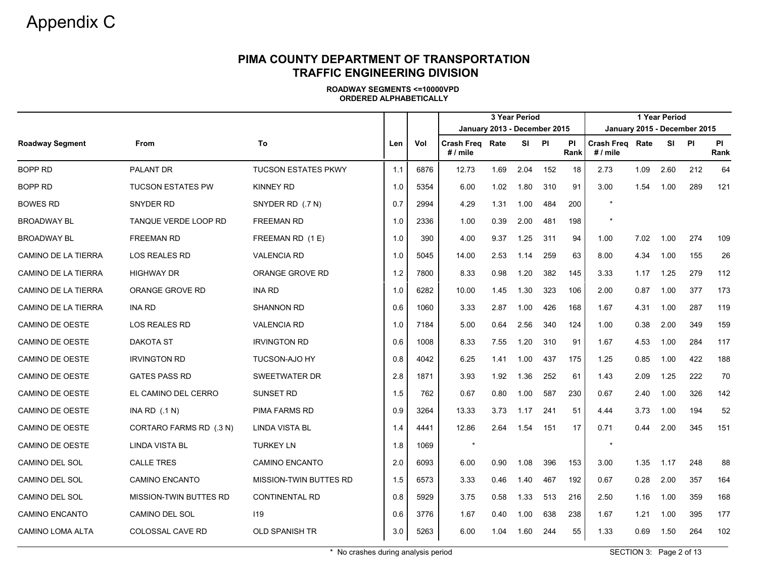# Appendix C

## PIMA COUNTY DEPARTMENT OF TRANSPORTATION
## TRAFFIC ENGINEERING DIVISION

**ROADWAY SEGMENTS <=10000VPD**
**ORDERED ALPHABETICALLY**

| Roadway Segment | From | To | Len | Vol | 3 Year Period January 2013 - December 2015 | | | | | 1 Year Period January 2015 - December 2015 | | | | |
|---|---|---|---|---|---|---|---|---|---|---|---|---|---|---|
| | | | | | Crash Freq # / mile | Rate | SI | PI | PI Rank | Crash Freq # / mile | Rate | SI | PI | PI Rank |
| BOPP RD | PALANT DR | TUCSON ESTATES PKWY | 1.1 | 6876 | 12.73 | 1.69 | 2.04 | 152 | 18 | 2.73 | 1.09 | 2.60 | 212 | 64 |
| BOPP RD | TUCSON ESTATES PW | KINNEY RD | 1.0 | 5354 | 6.00 | 1.02 | 1.80 | 310 | 91 | 3.00 | 1.54 | 1.00 | 289 | 121 |
| BOWES RD | SNYDER RD | SNYDER RD (.7 N) | 0.7 | 2994 | 4.29 | 1.31 | 1.00 | 484 | 200 | * | | | | |
| BROADWAY BL | TANQUE VERDE LOOP RD | FREEMAN RD | 1.0 | 2336 | 1.00 | 0.39 | 2.00 | 481 | 198 | * | | | | |
| BROADWAY BL | FREEMAN RD | FREEMAN RD (1 E) | 1.0 | 390 | 4.00 | 9.37 | 1.25 | 311 | 94 | 1.00 | 7.02 | 1.00 | 274 | 109 |
| CAMINO DE LA TIERRA | LOS REALES RD | VALENCIA RD | 1.0 | 5045 | 14.00 | 2.53 | 1.14 | 259 | 63 | 8.00 | 4.34 | 1.00 | 155 | 26 |
| CAMINO DE LA TIERRA | HIGHWAY DR | ORANGE GROVE RD | 1.2 | 7800 | 8.33 | 0.98 | 1.20 | 382 | 145 | 3.33 | 1.17 | 1.25 | 279 | 112 |
| CAMINO DE LA TIERRA | ORANGE GROVE RD | INA RD | 1.0 | 6282 | 10.00 | 1.45 | 1.30 | 323 | 106 | 2.00 | 0.87 | 1.00 | 377 | 173 |
| CAMINO DE LA TIERRA | INA RD | SHANNON RD | 0.6 | 1060 | 3.33 | 2.87 | 1.00 | 426 | 168 | 1.67 | 4.31 | 1.00 | 287 | 119 |
| CAMINO DE OESTE | LOS REALES RD | VALENCIA RD | 1.0 | 7184 | 5.00 | 0.64 | 2.56 | 340 | 124 | 1.00 | 0.38 | 2.00 | 349 | 159 |
| CAMINO DE OESTE | DAKOTA ST | IRVINGTON RD | 0.6 | 1008 | 8.33 | 7.55 | 1.20 | 310 | 91 | 1.67 | 4.53 | 1.00 | 284 | 117 |
| CAMINO DE OESTE | IRVINGTON RD | TUCSON-AJO HY | 0.8 | 4042 | 6.25 | 1.41 | 1.00 | 437 | 175 | 1.25 | 0.85 | 1.00 | 422 | 188 |
| CAMINO DE OESTE | GATES PASS RD | SWEETWATER DR | 2.8 | 1871 | 3.93 | 1.92 | 1.36 | 252 | 61 | 1.43 | 2.09 | 1.25 | 222 | 70 |
| CAMINO DE OESTE | EL CAMINO DEL CERRO | SUNSET RD | 1.5 | 762 | 0.67 | 0.80 | 1.00 | 587 | 230 | 0.67 | 2.40 | 1.00 | 326 | 142 |
| CAMINO DE OESTE | INA RD (.1 N) | PIMA FARMS RD | 0.9 | 3264 | 13.33 | 3.73 | 1.17 | 241 | 51 | 4.44 | 3.73 | 1.00 | 194 | 52 |
| CAMINO DE OESTE | CORTARO FARMS RD (.3 N) | LINDA VISTA BL | 1.4 | 4441 | 12.86 | 2.64 | 1.54 | 151 | 17 | 0.71 | 0.44 | 2.00 | 345 | 151 |
| CAMINO DE OESTE | LINDA VISTA BL | TURKEY LN | 1.8 | 1069 | * | | | | | * | | | | |
| CAMINO DEL SOL | CALLE TRES | CAMINO ENCANTO | 2.0 | 6093 | 6.00 | 0.90 | 1.08 | 396 | 153 | 3.00 | 1.35 | 1.17 | 248 | 88 |
| CAMINO DEL SOL | CAMINO ENCANTO | MISSION-TWIN BUTTES RD | 1.5 | 6573 | 3.33 | 0.46 | 1.40 | 467 | 192 | 0.67 | 0.28 | 2.00 | 357 | 164 |
| CAMINO DEL SOL | MISSION-TWIN BUTTES RD | CONTINENTAL RD | 0.8 | 5929 | 3.75 | 0.58 | 1.33 | 513 | 216 | 2.50 | 1.16 | 1.00 | 359 | 168 |
| CAMINO ENCANTO | CAMINO DEL SOL | I19 | 0.6 | 3776 | 1.67 | 0.40 | 1.00 | 638 | 238 | 1.67 | 1.21 | 1.00 | 395 | 177 |
| CAMINO LOMA ALTA | COLOSSAL CAVE RD | OLD SPANISH TR | 3.0 | 5263 | 6.00 | 1.04 | 1.60 | 244 | 55 | 1.33 | 0.69 | 1.50 | 264 | 102 |

\* No crashes during analysis period

SECTION 3: Page 2 of 13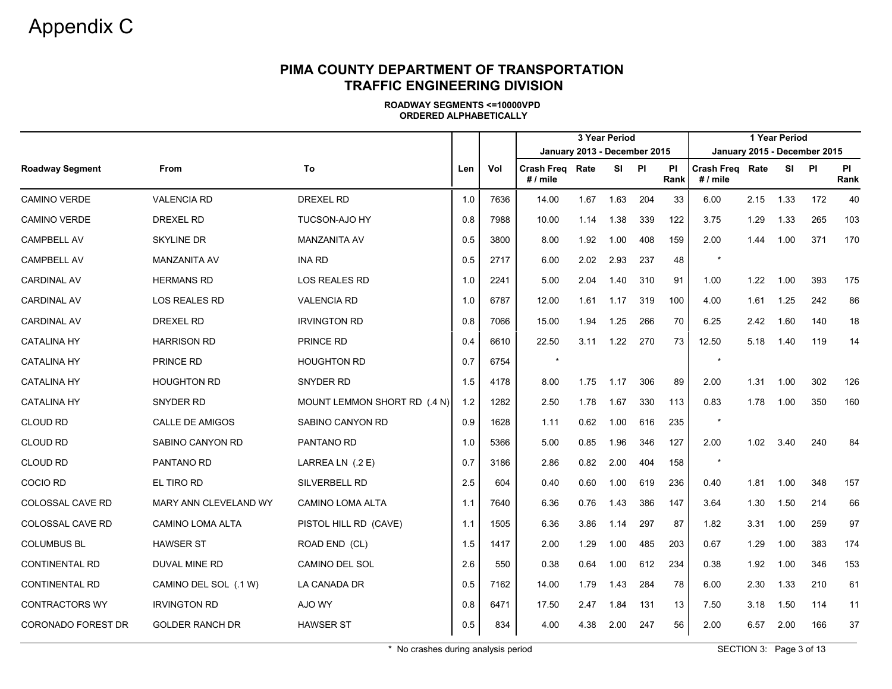# Appendix C

## PIMA COUNTY DEPARTMENT OF TRANSPORTATION
## TRAFFIC ENGINEERING DIVISION

**ROADWAY SEGMENTS <=10000VPD**
**ORDERED ALPHABETICALLY**

| | | | | | 3 Year Period January 2013 - December 2015 | | | | | 1 Year Period January 2015 - December 2015 | | | | |
|---|---|---|---|---|---|---|---|---|---|---|---|---|---|---|
| Roadway Segment | From | To | Len | Vol | Crash Freq # / mile | Rate | SI | PI | PI Rank | Crash Freq # / mile | Rate | SI | PI | PI Rank |
| CAMINO VERDE | VALENCIA RD | DREXEL RD | 1.0 | 7636 | 14.00 | 1.67 | 1.63 | 204 | 33 | 6.00 | 2.15 | 1.33 | 172 | 40 |
| CAMINO VERDE | DREXEL RD | TUCSON-AJO HY | 0.8 | 7988 | 10.00 | 1.14 | 1.38 | 339 | 122 | 3.75 | 1.29 | 1.33 | 265 | 103 |
| CAMPBELL AV | SKYLINE DR | MANZANITA AV | 0.5 | 3800 | 8.00 | 1.92 | 1.00 | 408 | 159 | 2.00 | 1.44 | 1.00 | 371 | 170 |
| CAMPBELL AV | MANZANITA AV | INA RD | 0.5 | 2717 | 6.00 | 2.02 | 2.93 | 237 | 48 | * | | | | |
| CARDINAL AV | HERMANS RD | LOS REALES RD | 1.0 | 2241 | 5.00 | 2.04 | 1.40 | 310 | 91 | 1.00 | 1.22 | 1.00 | 393 | 175 |
| CARDINAL AV | LOS REALES RD | VALENCIA RD | 1.0 | 6787 | 12.00 | 1.61 | 1.17 | 319 | 100 | 4.00 | 1.61 | 1.25 | 242 | 86 |
| CARDINAL AV | DREXEL RD | IRVINGTON RD | 0.8 | 7066 | 15.00 | 1.94 | 1.25 | 266 | 70 | 6.25 | 2.42 | 1.60 | 140 | 18 |
| CATALINA HY | HARRISON RD | PRINCE RD | 0.4 | 6610 | 22.50 | 3.11 | 1.22 | 270 | 73 | 12.50 | 5.18 | 1.40 | 119 | 14 |
| CATALINA HY | PRINCE RD | HOUGHTON RD | 0.7 | 6754 | * | | | | | * | | | | |
| CATALINA HY | HOUGHTON RD | SNYDER RD | 1.5 | 4178 | 8.00 | 1.75 | 1.17 | 306 | 89 | 2.00 | 1.31 | 1.00 | 302 | 126 |
| CATALINA HY | SNYDER RD | MOUNT LEMMON SHORT RD (.4 N) | 1.2 | 1282 | 2.50 | 1.78 | 1.67 | 330 | 113 | 0.83 | 1.78 | 1.00 | 350 | 160 |
| CLOUD RD | CALLE DE AMIGOS | SABINO CANYON RD | 0.9 | 1628 | 1.11 | 0.62 | 1.00 | 616 | 235 | * | | | | |
| CLOUD RD | SABINO CANYON RD | PANTANO RD | 1.0 | 5366 | 5.00 | 0.85 | 1.96 | 346 | 127 | 2.00 | 1.02 | 3.40 | 240 | 84 |
| CLOUD RD | PANTANO RD | LARREA LN (.2 E) | 0.7 | 3186 | 2.86 | 0.82 | 2.00 | 404 | 158 | * | | | | |
| COCIO RD | EL TIRO RD | SILVERBELL RD | 2.5 | 604 | 0.40 | 0.60 | 1.00 | 619 | 236 | 0.40 | 1.81 | 1.00 | 348 | 157 |
| COLOSSAL CAVE RD | MARY ANN CLEVELAND WY | CAMINO LOMA ALTA | 1.1 | 7640 | 6.36 | 0.76 | 1.43 | 386 | 147 | 3.64 | 1.30 | 1.50 | 214 | 66 |
| COLOSSAL CAVE RD | CAMINO LOMA ALTA | PISTOL HILL RD (CAVE) | 1.1 | 1505 | 6.36 | 3.86 | 1.14 | 297 | 87 | 1.82 | 3.31 | 1.00 | 259 | 97 |
| COLUMBUS BL | HAWSER ST | ROAD END (CL) | 1.5 | 1417 | 2.00 | 1.29 | 1.00 | 485 | 203 | 0.67 | 1.29 | 1.00 | 383 | 174 |
| CONTINENTAL RD | DUVAL MINE RD | CAMINO DEL SOL | 2.6 | 550 | 0.38 | 0.64 | 1.00 | 612 | 234 | 0.38 | 1.92 | 1.00 | 346 | 153 |
| CONTINENTAL RD | CAMINO DEL SOL (.1 W) | LA CANADA DR | 0.5 | 7162 | 14.00 | 1.79 | 1.43 | 284 | 78 | 6.00 | 2.30 | 1.33 | 210 | 61 |
| CONTRACTORS WY | IRVINGTON RD | AJO WY | 0.8 | 6471 | 17.50 | 2.47 | 1.84 | 131 | 13 | 7.50 | 3.18 | 1.50 | 114 | 11 |
| CORONADO FOREST DR | GOLDER RANCH DR | HAWSER ST | 0.5 | 834 | 4.00 | 4.38 | 2.00 | 247 | 56 | 2.00 | 6.57 | 2.00 | 166 | 37 |

\* No crashes during analysis period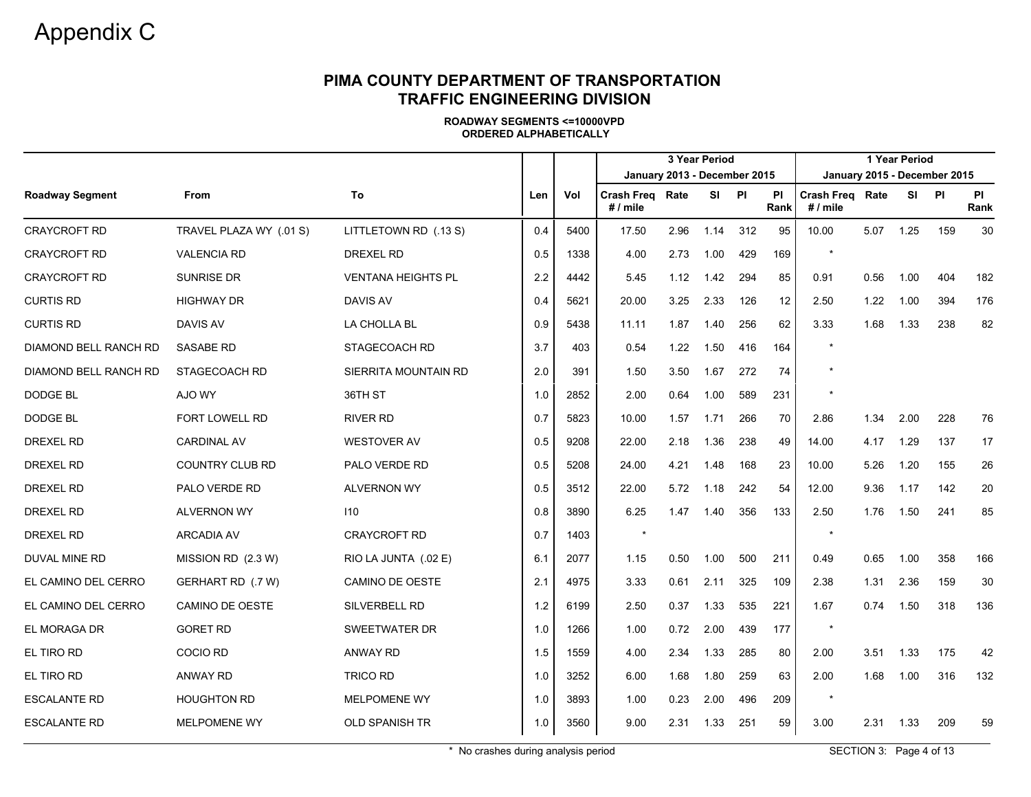Appendix C

## PIMA COUNTY DEPARTMENT OF TRANSPORTATION
## TRAFFIC ENGINEERING DIVISION

**ROADWAY SEGMENTS <=10000VPD**
**ORDERED ALPHABETICALLY**

| | | | | | 3 Year Period January 2013 - December 2015 | | | | | 1 Year Period January 2015 - December 2015 | | | | |
|---|---|---|---|---|---|---|---|---|---|---|---|---|---|---|
| **Roadway Segment** | **From** | **To** | **Len** | **Vol** | **Crash Freq # / mile** | **Rate** | **SI** | **PI** | **PI Rank** | **Crash Freq # / mile** | **Rate** | **SI** | **PI** | **PI Rank** |
| CRAYCROFT RD | TRAVEL PLAZA WY (.01 S) | LITTLETOWN RD (.13 S) | 0.4 | 5400 | 17.50 | 2.96 | 1.14 | 312 | 95 | 10.00 | 5.07 | 1.25 | 159 | 30 |
| CRAYCROFT RD | VALENCIA RD | DREXEL RD | 0.5 | 1338 | 4.00 | 2.73 | 1.00 | 429 | 169 | * | | | | |
| CRAYCROFT RD | SUNRISE DR | VENTANA HEIGHTS PL | 2.2 | 4442 | 5.45 | 1.12 | 1.42 | 294 | 85 | 0.91 | 0.56 | 1.00 | 404 | 182 |
| CURTIS RD | HIGHWAY DR | DAVIS AV | 0.4 | 5621 | 20.00 | 3.25 | 2.33 | 126 | 12 | 2.50 | 1.22 | 1.00 | 394 | 176 |
| CURTIS RD | DAVIS AV | LA CHOLLA BL | 0.9 | 5438 | 11.11 | 1.87 | 1.40 | 256 | 62 | 3.33 | 1.68 | 1.33 | 238 | 82 |
| DIAMOND BELL RANCH RD | SASABE RD | STAGECOACH RD | 3.7 | 403 | 0.54 | 1.22 | 1.50 | 416 | 164 | * | | | | |
| DIAMOND BELL RANCH RD | STAGECOACH RD | SIERRITA MOUNTAIN RD | 2.0 | 391 | 1.50 | 3.50 | 1.67 | 272 | 74 | * | | | | |
| DODGE BL | AJO WY | 36TH ST | 1.0 | 2852 | 2.00 | 0.64 | 1.00 | 589 | 231 | * | | | | |
| DODGE BL | FORT LOWELL RD | RIVER RD | 0.7 | 5823 | 10.00 | 1.57 | 1.71 | 266 | 70 | 2.86 | 1.34 | 2.00 | 228 | 76 |
| DREXEL RD | CARDINAL AV | WESTOVER AV | 0.5 | 9208 | 22.00 | 2.18 | 1.36 | 238 | 49 | 14.00 | 4.17 | 1.29 | 137 | 17 |
| DREXEL RD | COUNTRY CLUB RD | PALO VERDE RD | 0.5 | 5208 | 24.00 | 4.21 | 1.48 | 168 | 23 | 10.00 | 5.26 | 1.20 | 155 | 26 |
| DREXEL RD | PALO VERDE RD | ALVERNON WY | 0.5 | 3512 | 22.00 | 5.72 | 1.18 | 242 | 54 | 12.00 | 9.36 | 1.17 | 142 | 20 |
| DREXEL RD | ALVERNON WY | I10 | 0.8 | 3890 | 6.25 | 1.47 | 1.40 | 356 | 133 | 2.50 | 1.76 | 1.50 | 241 | 85 |
| DREXEL RD | ARCADIA AV | CRAYCROFT RD | 0.7 | 1403 | * | | | | | * | | | | |
| DUVAL MINE RD | MISSION RD (2.3 W) | RIO LA JUNTA (.02 E) | 6.1 | 2077 | 1.15 | 0.50 | 1.00 | 500 | 211 | 0.49 | 0.65 | 1.00 | 358 | 166 |
| EL CAMINO DEL CERRO | GERHART RD (.7 W) | CAMINO DE OESTE | 2.1 | 4975 | 3.33 | 0.61 | 2.11 | 325 | 109 | 2.38 | 1.31 | 2.36 | 159 | 30 |
| EL CAMINO DEL CERRO | CAMINO DE OESTE | SILVERBELL RD | 1.2 | 6199 | 2.50 | 0.37 | 1.33 | 535 | 221 | 1.67 | 0.74 | 1.50 | 318 | 136 |
| EL MORAGA DR | GORET RD | SWEETWATER DR | 1.0 | 1266 | 1.00 | 0.72 | 2.00 | 439 | 177 | * | | | | |
| EL TIRO RD | COCIO RD | ANWAY RD | 1.5 | 1559 | 4.00 | 2.34 | 1.33 | 285 | 80 | 2.00 | 3.51 | 1.33 | 175 | 42 |
| EL TIRO RD | ANWAY RD | TRICO RD | 1.0 | 3252 | 6.00 | 1.68 | 1.80 | 259 | 63 | 2.00 | 1.68 | 1.00 | 316 | 132 |
| ESCALANTE RD | HOUGHTON RD | MELPOMENE WY | 1.0 | 3893 | 1.00 | 0.23 | 2.00 | 496 | 209 | * | | | | |
| ESCALANTE RD | MELPOMENE WY | OLD SPANISH TR | 1.0 | 3560 | 9.00 | 2.31 | 1.33 | 251 | 59 | 3.00 | 2.31 | 1.33 | 209 | 59 |

\* No crashes during analysis period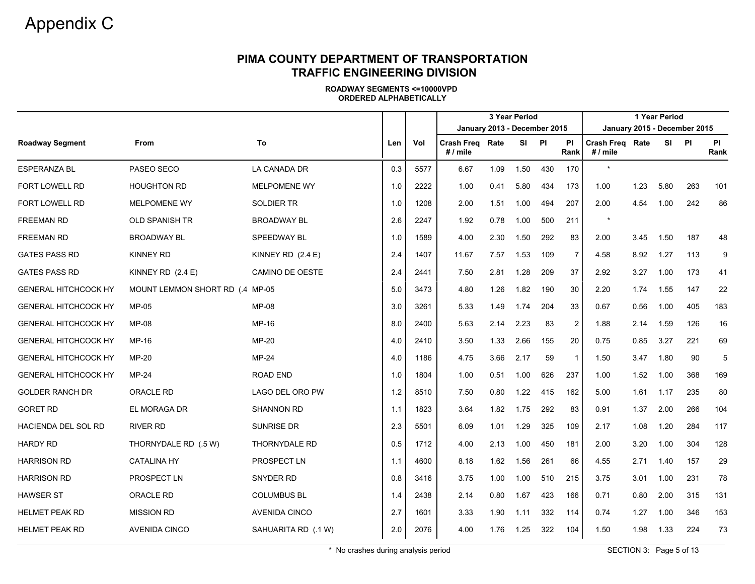# Appendix C

## PIMA COUNTY DEPARTMENT OF TRANSPORTATION
## TRAFFIC ENGINEERING DIVISION

**ROADWAY SEGMENTS <=10000VPD**
**ORDERED ALPHABETICALLY**

| | | | | | 3 Year Period January 2013 - December 2015 | | | | | 1 Year Period January 2015 - December 2015 | | | | |
|---|---|---|---|---|---|---|---|---|---|---|---|---|---|---|
| **Roadway Segment** | **From** | **To** | **Len** | **Vol** | **Crash Freq # / mile** | **Rate** | **SI** | **PI** | **PI Rank** | **Crash Freq # / mile** | **Rate** | **SI** | **PI** | **PI Rank** |
| ESPERANZA BL | PASEO SECO | LA CANADA DR | 0.3 | 5577 | 6.67 | 1.09 | 1.50 | 430 | 170 | * | | | | |
| FORT LOWELL RD | HOUGHTON RD | MELPOMENE WY | 1.0 | 2222 | 1.00 | 0.41 | 5.80 | 434 | 173 | 1.00 | 1.23 | 5.80 | 263 | 101 |
| FORT LOWELL RD | MELPOMENE WY | SOLDIER TR | 1.0 | 1208 | 2.00 | 1.51 | 1.00 | 494 | 207 | 2.00 | 4.54 | 1.00 | 242 | 86 |
| FREEMAN RD | OLD SPANISH TR | BROADWAY BL | 2.6 | 2247 | 1.92 | 0.78 | 1.00 | 500 | 211 | * | | | | |
| FREEMAN RD | BROADWAY BL | SPEEDWAY BL | 1.0 | 1589 | 4.00 | 2.30 | 1.50 | 292 | 83 | 2.00 | 3.45 | 1.50 | 187 | 48 |
| GATES PASS RD | KINNEY RD | KINNEY RD (2.4 E) | 2.4 | 1407 | 11.67 | 7.57 | 1.53 | 109 | 7 | 4.58 | 8.92 | 1.27 | 113 | 9 |
| GATES PASS RD | KINNEY RD (2.4 E) | CAMINO DE OESTE | 2.4 | 2441 | 7.50 | 2.81 | 1.28 | 209 | 37 | 2.92 | 3.27 | 1.00 | 173 | 41 |
| GENERAL HITCHCOCK HY | MOUNT LEMMON SHORT RD (.4 | MP-05 | 5.0 | 3473 | 4.80 | 1.26 | 1.82 | 190 | 30 | 2.20 | 1.74 | 1.55 | 147 | 22 |
| GENERAL HITCHCOCK HY | MP-05 | MP-08 | 3.0 | 3261 | 5.33 | 1.49 | 1.74 | 204 | 33 | 0.67 | 0.56 | 1.00 | 405 | 183 |
| GENERAL HITCHCOCK HY | MP-08 | MP-16 | 8.0 | 2400 | 5.63 | 2.14 | 2.23 | 83 | 2 | 1.88 | 2.14 | 1.59 | 126 | 16 |
| GENERAL HITCHCOCK HY | MP-16 | MP-20 | 4.0 | 2410 | 3.50 | 1.33 | 2.66 | 155 | 20 | 0.75 | 0.85 | 3.27 | 221 | 69 |
| GENERAL HITCHCOCK HY | MP-20 | MP-24 | 4.0 | 1186 | 4.75 | 3.66 | 2.17 | 59 | 1 | 1.50 | 3.47 | 1.80 | 90 | 5 |
| GENERAL HITCHCOCK HY | MP-24 | ROAD END | 1.0 | 1804 | 1.00 | 0.51 | 1.00 | 626 | 237 | 1.00 | 1.52 | 1.00 | 368 | 169 |
| GOLDER RANCH DR | ORACLE RD | LAGO DEL ORO PW | 1.2 | 8510 | 7.50 | 0.80 | 1.22 | 415 | 162 | 5.00 | 1.61 | 1.17 | 235 | 80 |
| GORET RD | EL MORAGA DR | SHANNON RD | 1.1 | 1823 | 3.64 | 1.82 | 1.75 | 292 | 83 | 0.91 | 1.37 | 2.00 | 266 | 104 |
| HACIENDA DEL SOL RD | RIVER RD | SUNRISE DR | 2.3 | 5501 | 6.09 | 1.01 | 1.29 | 325 | 109 | 2.17 | 1.08 | 1.20 | 284 | 117 |
| HARDY RD | THORNYDALE RD (.5 W) | THORNYDALE RD | 0.5 | 1712 | 4.00 | 2.13 | 1.00 | 450 | 181 | 2.00 | 3.20 | 1.00 | 304 | 128 |
| HARRISON RD | CATALINA HY | PROSPECT LN | 1.1 | 4600 | 8.18 | 1.62 | 1.56 | 261 | 66 | 4.55 | 2.71 | 1.40 | 157 | 29 |
| HARRISON RD | PROSPECT LN | SNYDER RD | 0.8 | 3416 | 3.75 | 1.00 | 1.00 | 510 | 215 | 3.75 | 3.01 | 1.00 | 231 | 78 |
| HAWSER ST | ORACLE RD | COLUMBUS BL | 1.4 | 2438 | 2.14 | 0.80 | 1.67 | 423 | 166 | 0.71 | 0.80 | 2.00 | 315 | 131 |
| HELMET PEAK RD | MISSION RD | AVENIDA CINCO | 2.7 | 1601 | 3.33 | 1.90 | 1.11 | 332 | 114 | 0.74 | 1.27 | 1.00 | 346 | 153 |
| HELMET PEAK RD | AVENIDA CINCO | SAHUARITA RD (.1 W) | 2.0 | 2076 | 4.00 | 1.76 | 1.25 | 322 | 104 | 1.50 | 1.98 | 1.33 | 224 | 73 |

\* No crashes during analysis period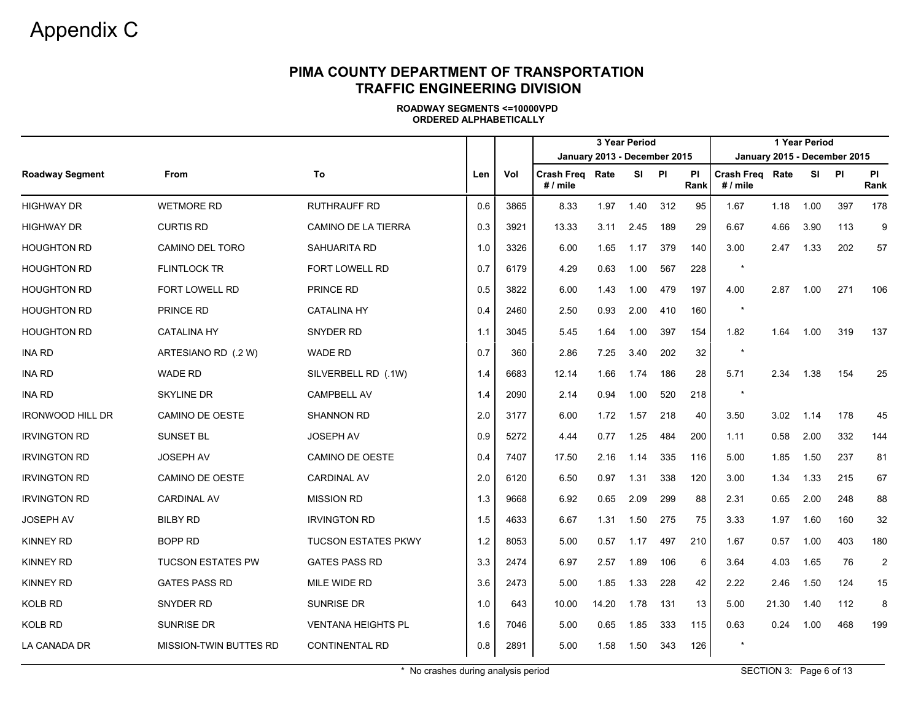# Appendix C

## PIMA COUNTY DEPARTMENT OF TRANSPORTATION
## TRAFFIC ENGINEERING DIVISION

**ROADWAY SEGMENTS <=10000VPD**
**ORDERED ALPHABETICALLY**

| | | | | | 3 Year Period January 2013 - December 2015 | | | | | 1 Year Period January 2015 - December 2015 | | | | |
|---|---|---|---|---|---|---|---|---|---|---|---|---|---|---|
| **Roadway Segment** | **From** | **To** | **Len** | **Vol** | **Crash Freq # / mile** | **Rate** | **SI** | **PI** | **PI Rank** | **Crash Freq # / mile** | **Rate** | **SI** | **PI** | **PI Rank** |
| HIGHWAY DR | WETMORE RD | RUTHRAUFF RD | 0.6 | 3865 | 8.33 | 1.97 | 1.40 | 312 | 95 | 1.67 | 1.18 | 1.00 | 397 | 178 |
| HIGHWAY DR | CURTIS RD | CAMINO DE LA TIERRA | 0.3 | 3921 | 13.33 | 3.11 | 2.45 | 189 | 29 | 6.67 | 4.66 | 3.90 | 113 | 9 |
| HOUGHTON RD | CAMINO DEL TORO | SAHUARITA RD | 1.0 | 3326 | 6.00 | 1.65 | 1.17 | 379 | 140 | 3.00 | 2.47 | 1.33 | 202 | 57 |
| HOUGHTON RD | FLINTLOCK TR | FORT LOWELL RD | 0.7 | 6179 | 4.29 | 0.63 | 1.00 | 567 | 228 | * | | | | |
| HOUGHTON RD | FORT LOWELL RD | PRINCE RD | 0.5 | 3822 | 6.00 | 1.43 | 1.00 | 479 | 197 | 4.00 | 2.87 | 1.00 | 271 | 106 |
| HOUGHTON RD | PRINCE RD | CATALINA HY | 0.4 | 2460 | 2.50 | 0.93 | 2.00 | 410 | 160 | * | | | | |
| HOUGHTON RD | CATALINA HY | SNYDER RD | 1.1 | 3045 | 5.45 | 1.64 | 1.00 | 397 | 154 | 1.82 | 1.64 | 1.00 | 319 | 137 |
| INA RD | ARTESIANO RD (.2 W) | WADE RD | 0.7 | 360 | 2.86 | 7.25 | 3.40 | 202 | 32 | * | | | | |
| INA RD | WADE RD | SILVERBELL RD (.1W) | 1.4 | 6683 | 12.14 | 1.66 | 1.74 | 186 | 28 | 5.71 | 2.34 | 1.38 | 154 | 25 |
| INA RD | SKYLINE DR | CAMPBELL AV | 1.4 | 2090 | 2.14 | 0.94 | 1.00 | 520 | 218 | * | | | | |
| IRONWOOD HILL DR | CAMINO DE OESTE | SHANNON RD | 2.0 | 3177 | 6.00 | 1.72 | 1.57 | 218 | 40 | 3.50 | 3.02 | 1.14 | 178 | 45 |
| IRVINGTON RD | SUNSET BL | JOSEPH AV | 0.9 | 5272 | 4.44 | 0.77 | 1.25 | 484 | 200 | 1.11 | 0.58 | 2.00 | 332 | 144 |
| IRVINGTON RD | JOSEPH AV | CAMINO DE OESTE | 0.4 | 7407 | 17.50 | 2.16 | 1.14 | 335 | 116 | 5.00 | 1.85 | 1.50 | 237 | 81 |
| IRVINGTON RD | CAMINO DE OESTE | CARDINAL AV | 2.0 | 6120 | 6.50 | 0.97 | 1.31 | 338 | 120 | 3.00 | 1.34 | 1.33 | 215 | 67 |
| IRVINGTON RD | CARDINAL AV | MISSION RD | 1.3 | 9668 | 6.92 | 0.65 | 2.09 | 299 | 88 | 2.31 | 0.65 | 2.00 | 248 | 88 |
| JOSEPH AV | BILBY RD | IRVINGTON RD | 1.5 | 4633 | 6.67 | 1.31 | 1.50 | 275 | 75 | 3.33 | 1.97 | 1.60 | 160 | 32 |
| KINNEY RD | BOPP RD | TUCSON ESTATES PKWY | 1.2 | 8053 | 5.00 | 0.57 | 1.17 | 497 | 210 | 1.67 | 0.57 | 1.00 | 403 | 180 |
| KINNEY RD | TUCSON ESTATES PW | GATES PASS RD | 3.3 | 2474 | 6.97 | 2.57 | 1.89 | 106 | 6 | 3.64 | 4.03 | 1.65 | 76 | 2 |
| KINNEY RD | GATES PASS RD | MILE WIDE RD | 3.6 | 2473 | 5.00 | 1.85 | 1.33 | 228 | 42 | 2.22 | 2.46 | 1.50 | 124 | 15 |
| KOLB RD | SNYDER RD | SUNRISE DR | 1.0 | 643 | 10.00 | 14.20 | 1.78 | 131 | 13 | 5.00 | 21.30 | 1.40 | 112 | 8 |
| KOLB RD | SUNRISE DR | VENTANA HEIGHTS PL | 1.6 | 7046 | 5.00 | 0.65 | 1.85 | 333 | 115 | 0.63 | 0.24 | 1.00 | 468 | 199 |
| LA CANADA DR | MISSION-TWIN BUTTES RD | CONTINENTAL RD | 0.8 | 2891 | 5.00 | 1.58 | 1.50 | 343 | 126 | * | | | | |

\* No crashes during analysis period

SECTION 3: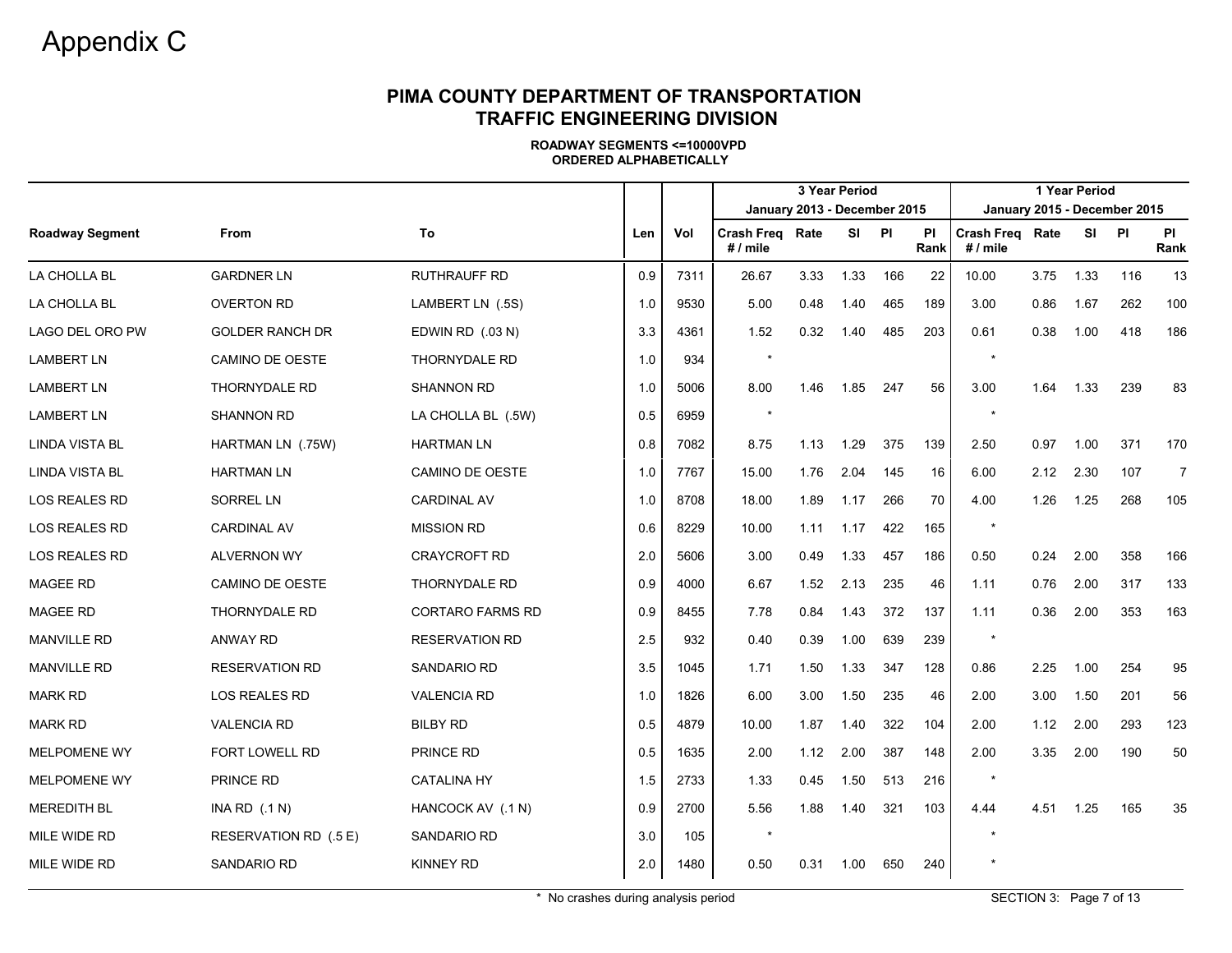# Appendix C

## PIMA COUNTY DEPARTMENT OF TRANSPORTATION
## TRAFFIC ENGINEERING DIVISION

**ROADWAY SEGMENTS <=10000VPD**
**ORDERED ALPHABETICALLY**

| | | | | | 3 Year Period January 2013 - December 2015 | | | | | 1 Year Period January 2015 - December 2015 | | | | |
|---|---|---|---|---|---|---|---|---|---|---|---|---|---|---|
| **Roadway Segment** | **From** | **To** | **Len** | **Vol** | **Crash Freq # / mile** | **Rate** | **SI** | **PI** | **PI Rank** | **Crash Freq # / mile** | **Rate** | **SI** | **PI** | **PI Rank** |
| LA CHOLLA BL | GARDNER LN | RUTHRAUFF RD | 0.9 | 7311 | 26.67 | 3.33 | 1.33 | 166 | 22 | 10.00 | 3.75 | 1.33 | 116 | 13 |
| LA CHOLLA BL | OVERTON RD | LAMBERT LN (.5S) | 1.0 | 9530 | 5.00 | 0.48 | 1.40 | 465 | 189 | 3.00 | 0.86 | 1.67 | 262 | 100 |
| LAGO DEL ORO PW | GOLDER RANCH DR | EDWIN RD (.03 N) | 3.3 | 4361 | 1.52 | 0.32 | 1.40 | 485 | 203 | 0.61 | 0.38 | 1.00 | 418 | 186 |
| LAMBERT LN | CAMINO DE OESTE | THORNYDALE RD | 1.0 | 934 | * | | | | | * | | | | |
| LAMBERT LN | THORNYDALE RD | SHANNON RD | 1.0 | 5006 | 8.00 | 1.46 | 1.85 | 247 | 56 | 3.00 | 1.64 | 1.33 | 239 | 83 |
| LAMBERT LN | SHANNON RD | LA CHOLLA BL (.5W) | 0.5 | 6959 | * | | | | | * | | | | |
| LINDA VISTA BL | HARTMAN LN (.75W) | HARTMAN LN | 0.8 | 7082 | 8.75 | 1.13 | 1.29 | 375 | 139 | 2.50 | 0.97 | 1.00 | 371 | 170 |
| LINDA VISTA BL | HARTMAN LN | CAMINO DE OESTE | 1.0 | 7767 | 15.00 | 1.76 | 2.04 | 145 | 16 | 6.00 | 2.12 | 2.30 | 107 | 7 |
| LOS REALES RD | SORREL LN | CARDINAL AV | 1.0 | 8708 | 18.00 | 1.89 | 1.17 | 266 | 70 | 4.00 | 1.26 | 1.25 | 268 | 105 |
| LOS REALES RD | CARDINAL AV | MISSION RD | 0.6 | 8229 | 10.00 | 1.11 | 1.17 | 422 | 165 | * | | | | |
| LOS REALES RD | ALVERNON WY | CRAYCROFT RD | 2.0 | 5606 | 3.00 | 0.49 | 1.33 | 457 | 186 | 0.50 | 0.24 | 2.00 | 358 | 166 |
| MAGEE RD | CAMINO DE OESTE | THORNYDALE RD | 0.9 | 4000 | 6.67 | 1.52 | 2.13 | 235 | 46 | 1.11 | 0.76 | 2.00 | 317 | 133 |
| MAGEE RD | THORNYDALE RD | CORTARO FARMS RD | 0.9 | 8455 | 7.78 | 0.84 | 1.43 | 372 | 137 | 1.11 | 0.36 | 2.00 | 353 | 163 |
| MANVILLE RD | ANWAY RD | RESERVATION RD | 2.5 | 932 | 0.40 | 0.39 | 1.00 | 639 | 239 | * | | | | |
| MANVILLE RD | RESERVATION RD | SANDARIO RD | 3.5 | 1045 | 1.71 | 1.50 | 1.33 | 347 | 128 | 0.86 | 2.25 | 1.00 | 254 | 95 |
| MARK RD | LOS REALES RD | VALENCIA RD | 1.0 | 1826 | 6.00 | 3.00 | 1.50 | 235 | 46 | 2.00 | 3.00 | 1.50 | 201 | 56 |
| MARK RD | VALENCIA RD | BILBY RD | 0.5 | 4879 | 10.00 | 1.87 | 1.40 | 322 | 104 | 2.00 | 1.12 | 2.00 | 293 | 123 |
| MELPOMENE WY | FORT LOWELL RD | PRINCE RD | 0.5 | 1635 | 2.00 | 1.12 | 2.00 | 387 | 148 | 2.00 | 3.35 | 2.00 | 190 | 50 |
| MELPOMENE WY | PRINCE RD | CATALINA HY | 1.5 | 2733 | 1.33 | 0.45 | 1.50 | 513 | 216 | * | | | | |
| MEREDITH BL | INA RD (.1 N) | HANCOCK AV (.1 N) | 0.9 | 2700 | 5.56 | 1.88 | 1.40 | 321 | 103 | 4.44 | 4.51 | 1.25 | 165 | 35 |
| MILE WIDE RD | RESERVATION RD (.5 E) | SANDARIO RD | 3.0 | 105 | * | | | | | * | | | | |
| MILE WIDE RD | SANDARIO RD | KINNEY RD | 2.0 | 1480 | 0.50 | 0.31 | 1.00 | 650 | 240 | * | | | | |

\* No crashes during analysis period

SECTION 3: Page 7 of 13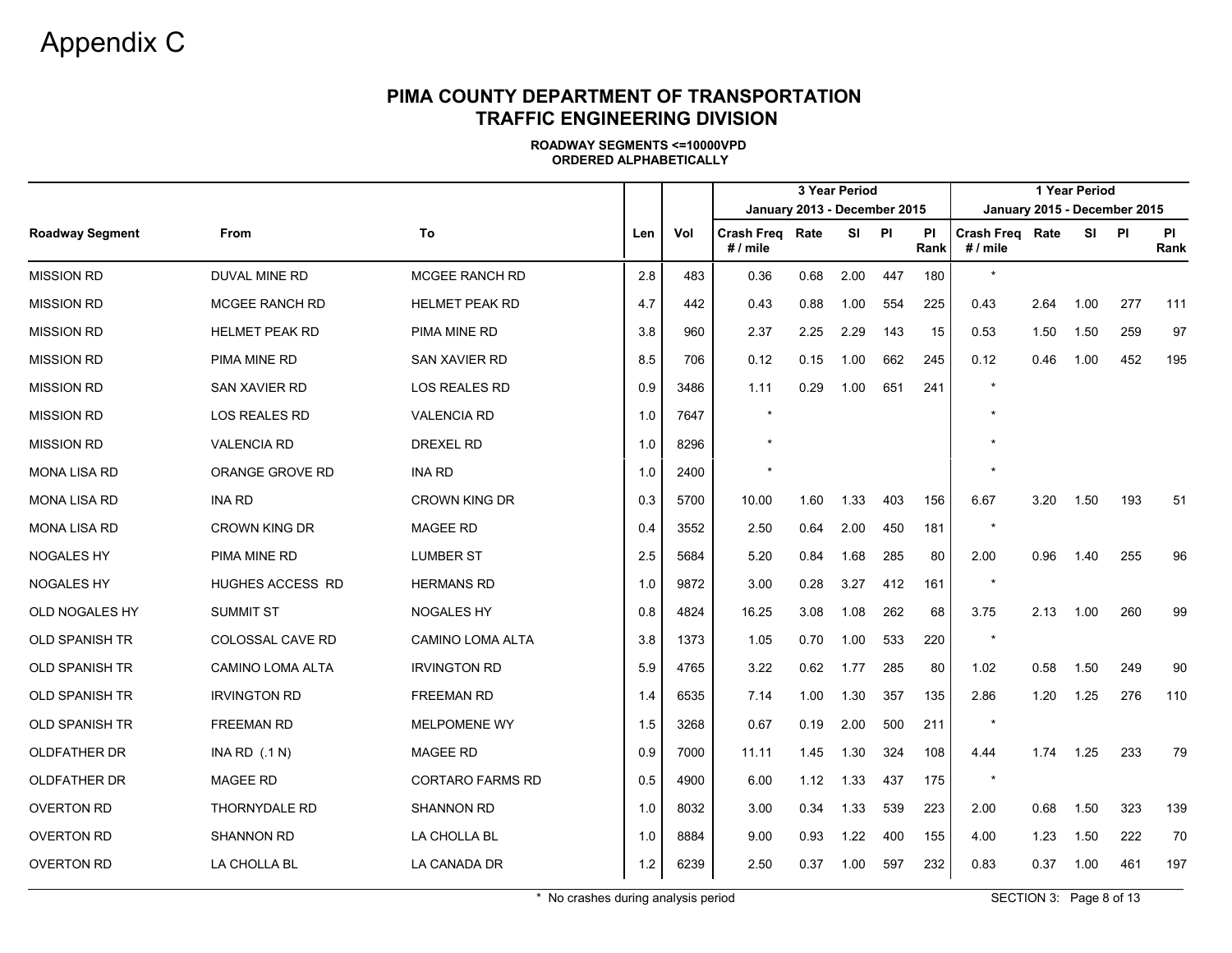# Appendix C

## PIMA COUNTY DEPARTMENT OF TRANSPORTATION
## TRAFFIC ENGINEERING DIVISION

**ROADWAY SEGMENTS <=10000VPD**
**ORDERED ALPHABETICALLY**

| | | | | | 3 Year Period January 2013 - December 2015 | | | | | 1 Year Period January 2015 - December 2015 | | | | |
|---|---|---|---|---|---|---|---|---|---|---|---|---|---|---|
| **Roadway Segment** | **From** | **To** | **Len** | **Vol** | **Crash Freq # / mile** | **Rate** | **SI** | **PI** | **PI Rank** | **Crash Freq # / mile** | **Rate** | **SI** | **PI** | **PI Rank** |
| MISSION RD | DUVAL MINE RD | MCGEE RANCH RD | 2.8 | 483 | 0.36 | 0.68 | 2.00 | 447 | 180 | * | | | | |
| MISSION RD | MCGEE RANCH RD | HELMET PEAK RD | 4.7 | 442 | 0.43 | 0.88 | 1.00 | 554 | 225 | 0.43 | 2.64 | 1.00 | 277 | 111 |
| MISSION RD | HELMET PEAK RD | PIMA MINE RD | 3.8 | 960 | 2.37 | 2.25 | 2.29 | 143 | 15 | 0.53 | 1.50 | 1.50 | 259 | 97 |
| MISSION RD | PIMA MINE RD | SAN XAVIER RD | 8.5 | 706 | 0.12 | 0.15 | 1.00 | 662 | 245 | 0.12 | 0.46 | 1.00 | 452 | 195 |
| MISSION RD | SAN XAVIER RD | LOS REALES RD | 0.9 | 3486 | 1.11 | 0.29 | 1.00 | 651 | 241 | * | | | | |
| MISSION RD | LOS REALES RD | VALENCIA RD | 1.0 | 7647 | * | | | | | * | | | | |
| MISSION RD | VALENCIA RD | DREXEL RD | 1.0 | 8296 | * | | | | | * | | | | |
| MONA LISA RD | ORANGE GROVE RD | INA RD | 1.0 | 2400 | * | | | | | * | | | | |
| MONA LISA RD | INA RD | CROWN KING DR | 0.3 | 5700 | 10.00 | 1.60 | 1.33 | 403 | 156 | 6.67 | 3.20 | 1.50 | 193 | 51 |
| MONA LISA RD | CROWN KING DR | MAGEE RD | 0.4 | 3552 | 2.50 | 0.64 | 2.00 | 450 | 181 | * | | | | |
| NOGALES HY | PIMA MINE RD | LUMBER ST | 2.5 | 5684 | 5.20 | 0.84 | 1.68 | 285 | 80 | 2.00 | 0.96 | 1.40 | 255 | 96 |
| NOGALES HY | HUGHES ACCESS RD | HERMANS RD | 1.0 | 9872 | 3.00 | 0.28 | 3.27 | 412 | 161 | * | | | | |
| OLD NOGALES HY | SUMMIT ST | NOGALES HY | 0.8 | 4824 | 16.25 | 3.08 | 1.08 | 262 | 68 | 3.75 | 2.13 | 1.00 | 260 | 99 |
| OLD SPANISH TR | COLOSSAL CAVE RD | CAMINO LOMA ALTA | 3.8 | 1373 | 1.05 | 0.70 | 1.00 | 533 | 220 | * | | | | |
| OLD SPANISH TR | CAMINO LOMA ALTA | IRVINGTON RD | 5.9 | 4765 | 3.22 | 0.62 | 1.77 | 285 | 80 | 1.02 | 0.58 | 1.50 | 249 | 90 |
| OLD SPANISH TR | IRVINGTON RD | FREEMAN RD | 1.4 | 6535 | 7.14 | 1.00 | 1.30 | 357 | 135 | 2.86 | 1.20 | 1.25 | 276 | 110 |
| OLD SPANISH TR | FREEMAN RD | MELPOMENE WY | 1.5 | 3268 | 0.67 | 0.19 | 2.00 | 500 | 211 | * | | | | |
| OLDFATHER DR | INA RD (.1 N) | MAGEE RD | 0.9 | 7000 | 11.11 | 1.45 | 1.30 | 324 | 108 | 4.44 | 1.74 | 1.25 | 233 | 79 |
| OLDFATHER DR | MAGEE RD | CORTARO FARMS RD | 0.5 | 4900 | 6.00 | 1.12 | 1.33 | 437 | 175 | * | | | | |
| OVERTON RD | THORNYDALE RD | SHANNON RD | 1.0 | 8032 | 3.00 | 0.34 | 1.33 | 539 | 223 | 2.00 | 0.68 | 1.50 | 323 | 139 |
| OVERTON RD | SHANNON RD | LA CHOLLA BL | 1.0 | 8884 | 9.00 | 0.93 | 1.22 | 400 | 155 | 4.00 | 1.23 | 1.50 | 222 | 70 |
| OVERTON RD | LA CHOLLA BL | LA CANADA DR | 1.2 | 6239 | 2.50 | 0.37 | 1.00 | 597 | 232 | 0.83 | 0.37 | 1.00 | 461 | 197 |

\* No crashes during analysis period

SECTION 3: Page 8 of 13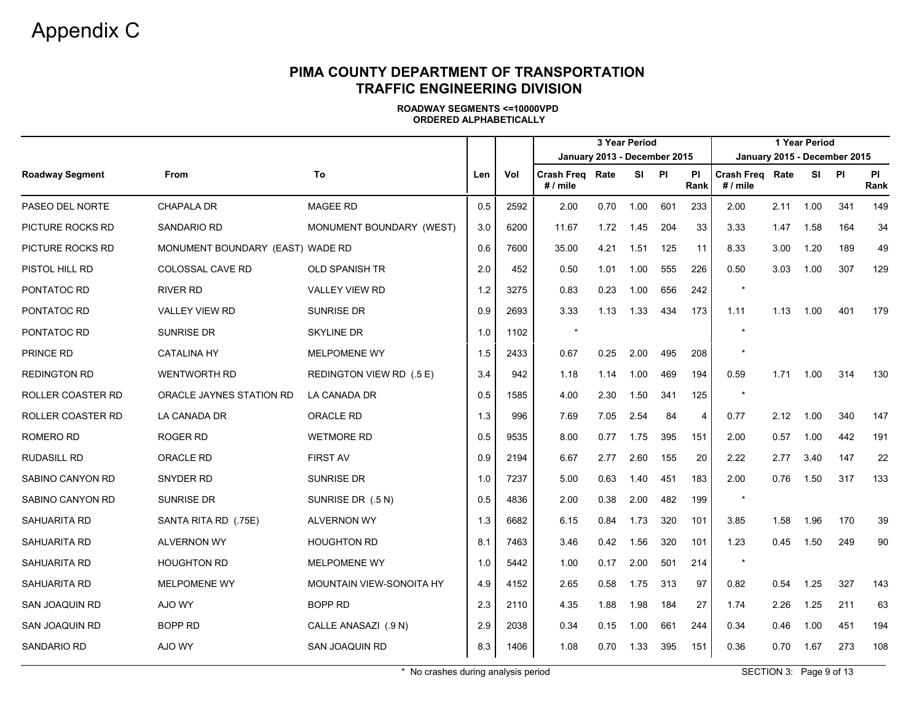# Appendix C

## PIMA COUNTY DEPARTMENT OF TRANSPORTATION
## TRAFFIC ENGINEERING DIVISION

**ROADWAY SEGMENTS <=10000VPD**
**ORDERED ALPHABETICALLY**

| | | | | | 3 Year Period January 2013 - December 2015 | | | | | 1 Year Period January 2015 - December 2015 | | | | |
|---|---|---|---|---|---|---|---|---|---|---|---|---|---|---|
| **Roadway Segment** | **From** | **To** | **Len** | **Vol** | **Crash Freq # / mile** | **Rate** | **SI** | **PI** | **PI Rank** | **Crash Freq # / mile** | **Rate** | **SI** | **PI** | **PI Rank** |
| PASEO DEL NORTE | CHAPALA DR | MAGEE RD | 0.5 | 2592 | 2.00 | 0.70 | 1.00 | 601 | 233 | 2.00 | 2.11 | 1.00 | 341 | 149 |
| PICTURE ROCKS RD | SANDARIO RD | MONUMENT BOUNDARY (WEST) | 3.0 | 6200 | 11.67 | 1.72 | 1.45 | 204 | 33 | 3.33 | 1.47 | 1.58 | 164 | 34 |
| PICTURE ROCKS RD | MONUMENT BOUNDARY (EAST) | WADE RD | 0.6 | 7600 | 35.00 | 4.21 | 1.51 | 125 | 11 | 8.33 | 3.00 | 1.20 | 189 | 49 |
| PISTOL HILL RD | COLOSSAL CAVE RD | OLD SPANISH TR | 2.0 | 452 | 0.50 | 1.01 | 1.00 | 555 | 226 | 0.50 | 3.03 | 1.00 | 307 | 129 |
| PONTATOC RD | RIVER RD | VALLEY VIEW RD | 1.2 | 3275 | 0.83 | 0.23 | 1.00 | 656 | 242 | * | | | | |
| PONTATOC RD | VALLEY VIEW RD | SUNRISE DR | 0.9 | 2693 | 3.33 | 1.13 | 1.33 | 434 | 173 | 1.11 | 1.13 | 1.00 | 401 | 179 |
| PONTATOC RD | SUNRISE DR | SKYLINE DR | 1.0 | 1102 | * | | | | | * | | | | |
| PRINCE RD | CATALINA HY | MELPOMENE WY | 1.5 | 2433 | 0.67 | 0.25 | 2.00 | 495 | 208 | * | | | | |
| REDINGTON RD | WENTWORTH RD | REDINGTON VIEW RD (.5 E) | 3.4 | 942 | 1.18 | 1.14 | 1.00 | 469 | 194 | 0.59 | 1.71 | 1.00 | 314 | 130 |
| ROLLER COASTER RD | ORACLE JAYNES STATION RD | LA CANADA DR | 0.5 | 1585 | 4.00 | 2.30 | 1.50 | 341 | 125 | * | | | | |
| ROLLER COASTER RD | LA CANADA DR | ORACLE RD | 1.3 | 996 | 7.69 | 7.05 | 2.54 | 84 | 4 | 0.77 | 2.12 | 1.00 | 340 | 147 |
| ROMERO RD | ROGER RD | WETMORE RD | 0.5 | 9535 | 8.00 | 0.77 | 1.75 | 395 | 151 | 2.00 | 0.57 | 1.00 | 442 | 191 |
| RUDASILL RD | ORACLE RD | FIRST AV | 0.9 | 2194 | 6.67 | 2.77 | 2.60 | 155 | 20 | 2.22 | 2.77 | 3.40 | 147 | 22 |
| SABINO CANYON RD | SNYDER RD | SUNRISE DR | 1.0 | 7237 | 5.00 | 0.63 | 1.40 | 451 | 183 | 2.00 | 0.76 | 1.50 | 317 | 133 |
| SABINO CANYON RD | SUNRISE DR | SUNRISE DR (.5 N) | 0.5 | 4836 | 2.00 | 0.38 | 2.00 | 482 | 199 | * | | | | |
| SAHUARITA RD | SANTA RITA RD (.75E) | ALVERNON WY | 1.3 | 6682 | 6.15 | 0.84 | 1.73 | 320 | 101 | 3.85 | 1.58 | 1.96 | 170 | 39 |
| SAHUARITA RD | ALVERNON WY | HOUGHTON RD | 8.1 | 7463 | 3.46 | 0.42 | 1.56 | 320 | 101 | 1.23 | 0.45 | 1.50 | 249 | 90 |
| SAHUARITA RD | HOUGHTON RD | MELPOMENE WY | 1.0 | 5442 | 1.00 | 0.17 | 2.00 | 501 | 214 | * | | | | |
| SAHUARITA RD | MELPOMENE WY | MOUNTAIN VIEW-SONOITA HY | 4.9 | 4152 | 2.65 | 0.58 | 1.75 | 313 | 97 | 0.82 | 0.54 | 1.25 | 327 | 143 |
| SAN JOAQUIN RD | AJO WY | BOPP RD | 2.3 | 2110 | 4.35 | 1.88 | 1.98 | 184 | 27 | 1.74 | 2.26 | 1.25 | 211 | 63 |
| SAN JOAQUIN RD | BOPP RD | CALLE ANASAZI (.9 N) | 2.9 | 2038 | 0.34 | 0.15 | 1.00 | 661 | 244 | 0.34 | 0.46 | 1.00 | 451 | 194 |
| SANDARIO RD | AJO WY | SAN JOAQUIN RD | 8.3 | 1406 | 1.08 | 0.70 | 1.33 | 395 | 151 | 0.36 | 0.70 | 1.67 | 273 | 108 |

\* No crashes during analysis period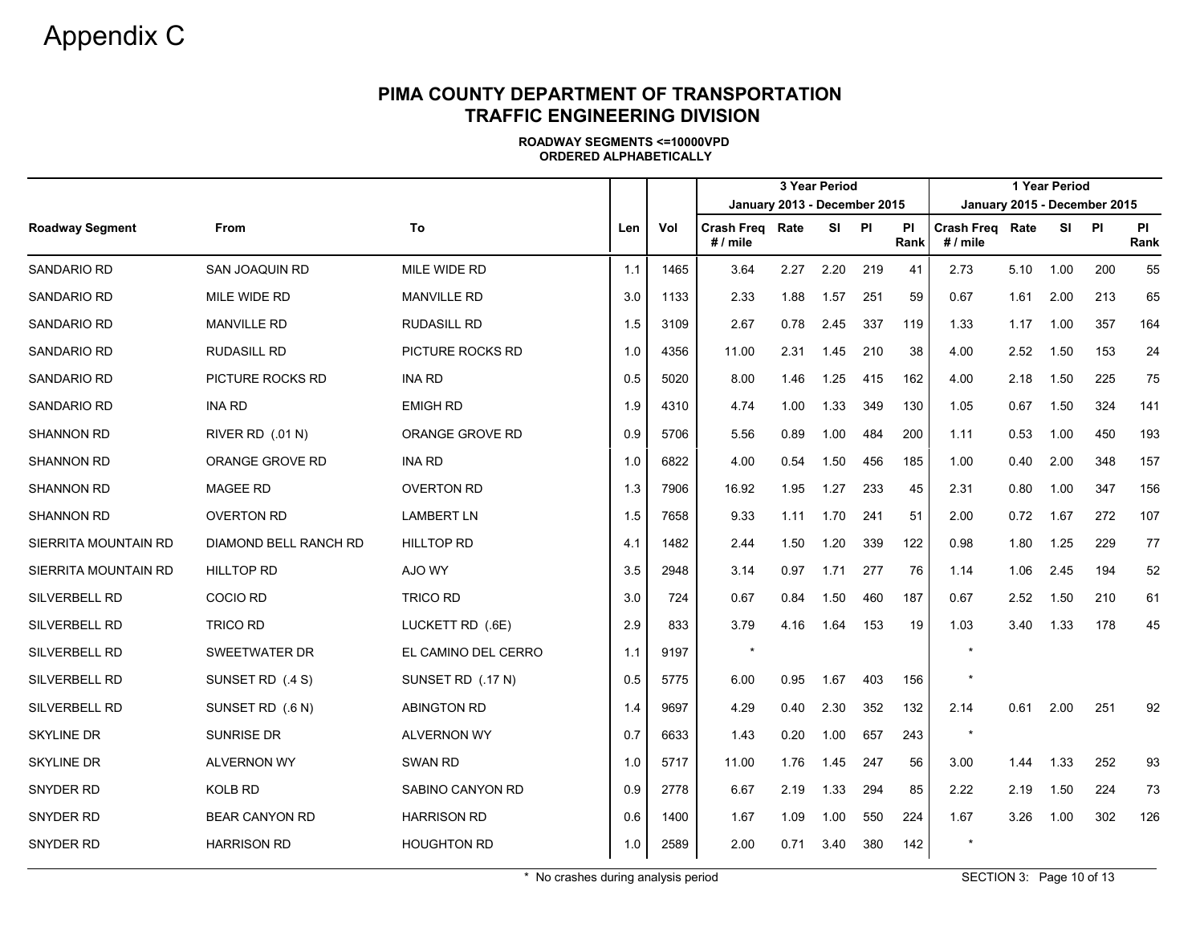# Appendix C

## PIMA COUNTY DEPARTMENT OF TRANSPORTATION
## TRAFFIC ENGINEERING DIVISION

**ROADWAY SEGMENTS <=10000VPD**
**ORDERED ALPHABETICALLY**

| | | | | | 3 Year Period January 2013 - December 2015 | | | | | 1 Year Period January 2015 - December 2015 | | | | |
|---|---|---|---|---|---|---|---|---|---|---|---|---|---|---|
| **Roadway Segment** | **From** | **To** | **Len** | **Vol** | **Crash Freq # / mile** | **Rate** | **SI** | **PI** | **PI Rank** | **Crash Freq # / mile** | **Rate** | **SI** | **PI** | **PI Rank** |
| SANDARIO RD | SAN JOAQUIN RD | MILE WIDE RD | 1.1 | 1465 | 3.64 | 2.27 | 2.20 | 219 | 41 | 2.73 | 5.10 | 1.00 | 200 | 55 |
| SANDARIO RD | MILE WIDE RD | MANVILLE RD | 3.0 | 1133 | 2.33 | 1.88 | 1.57 | 251 | 59 | 0.67 | 1.61 | 2.00 | 213 | 65 |
| SANDARIO RD | MANVILLE RD | RUDASILL RD | 1.5 | 3109 | 2.67 | 0.78 | 2.45 | 337 | 119 | 1.33 | 1.17 | 1.00 | 357 | 164 |
| SANDARIO RD | RUDASILL RD | PICTURE ROCKS RD | 1.0 | 4356 | 11.00 | 2.31 | 1.45 | 210 | 38 | 4.00 | 2.52 | 1.50 | 153 | 24 |
| SANDARIO RD | PICTURE ROCKS RD | INA RD | 0.5 | 5020 | 8.00 | 1.46 | 1.25 | 415 | 162 | 4.00 | 2.18 | 1.50 | 225 | 75 |
| SANDARIO RD | INA RD | EMIGH RD | 1.9 | 4310 | 4.74 | 1.00 | 1.33 | 349 | 130 | 1.05 | 0.67 | 1.50 | 324 | 141 |
| SHANNON RD | RIVER RD (.01 N) | ORANGE GROVE RD | 0.9 | 5706 | 5.56 | 0.89 | 1.00 | 484 | 200 | 1.11 | 0.53 | 1.00 | 450 | 193 |
| SHANNON RD | ORANGE GROVE RD | INA RD | 1.0 | 6822 | 4.00 | 0.54 | 1.50 | 456 | 185 | 1.00 | 0.40 | 2.00 | 348 | 157 |
| SHANNON RD | MAGEE RD | OVERTON RD | 1.3 | 7906 | 16.92 | 1.95 | 1.27 | 233 | 45 | 2.31 | 0.80 | 1.00 | 347 | 156 |
| SHANNON RD | OVERTON RD | LAMBERT LN | 1.5 | 7658 | 9.33 | 1.11 | 1.70 | 241 | 51 | 2.00 | 0.72 | 1.67 | 272 | 107 |
| SIERRITA MOUNTAIN RD | DIAMOND BELL RANCH RD | HILLTOP RD | 4.1 | 1482 | 2.44 | 1.50 | 1.20 | 339 | 122 | 0.98 | 1.80 | 1.25 | 229 | 77 |
| SIERRITA MOUNTAIN RD | HILLTOP RD | AJO WY | 3.5 | 2948 | 3.14 | 0.97 | 1.71 | 277 | 76 | 1.14 | 1.06 | 2.45 | 194 | 52 |
| SILVERBELL RD | COCIO RD | TRICO RD | 3.0 | 724 | 0.67 | 0.84 | 1.50 | 460 | 187 | 0.67 | 2.52 | 1.50 | 210 | 61 |
| SILVERBELL RD | TRICO RD | LUCKETT RD (.6E) | 2.9 | 833 | 3.79 | 4.16 | 1.64 | 153 | 19 | 1.03 | 3.40 | 1.33 | 178 | 45 |
| SILVERBELL RD | SWEETWATER DR | EL CAMINO DEL CERRO | 1.1 | 9197 | * | | | | | * | | | | |
| SILVERBELL RD | SUNSET RD (.4 S) | SUNSET RD (.17 N) | 0.5 | 5775 | 6.00 | 0.95 | 1.67 | 403 | 156 | * | | | | |
| SILVERBELL RD | SUNSET RD (.6 N) | ABINGTON RD | 1.4 | 9697 | 4.29 | 0.40 | 2.30 | 352 | 132 | 2.14 | 0.61 | 2.00 | 251 | 92 |
| SKYLINE DR | SUNRISE DR | ALVERNON WY | 0.7 | 6633 | 1.43 | 0.20 | 1.00 | 657 | 243 | * | | | | |
| SKYLINE DR | ALVERNON WY | SWAN RD | 1.0 | 5717 | 11.00 | 1.76 | 1.45 | 247 | 56 | 3.00 | 1.44 | 1.33 | 252 | 93 |
| SNYDER RD | KOLB RD | SABINO CANYON RD | 0.9 | 2778 | 6.67 | 2.19 | 1.33 | 294 | 85 | 2.22 | 2.19 | 1.50 | 224 | 73 |
| SNYDER RD | BEAR CANYON RD | HARRISON RD | 0.6 | 1400 | 1.67 | 1.09 | 1.00 | 550 | 224 | 1.67 | 3.26 | 1.00 | 302 | 126 |
| SNYDER RD | HARRISON RD | HOUGHTON RD | 1.0 | 2589 | 2.00 | 0.71 | 3.40 | 380 | 142 | * | | | | |

\* No crashes during analysis period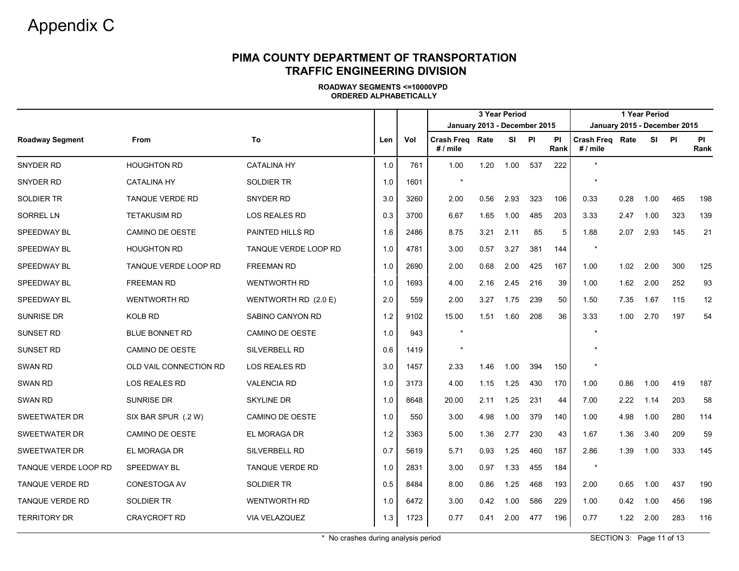# Appendix C

## PIMA COUNTY DEPARTMENT OF TRANSPORTATION
## TRAFFIC ENGINEERING DIVISION

**ROADWAY SEGMENTS <=10000VPD**
**ORDERED ALPHABETICALLY**

| | | | | | 3 Year Period January 2013 - December 2015 | | | | | 1 Year Period January 2015 - December 2015 | | | | |
|---|---|---|---|---|---|---|---|---|---|---|---|---|---|---|
| Roadway Segment | From | To | Len | Vol | Crash Freq # / mile | Rate | SI | PI | PI Rank | Crash Freq # / mile | Rate | SI | PI | PI Rank |
| SNYDER RD | HOUGHTON RD | CATALINA HY | 1.0 | 761 | 1.00 | 1.20 | 1.00 | 537 | 222 | * | | | | |
| SNYDER RD | CATALINA HY | SOLDIER TR | 1.0 | 1601 | * | | | | | * | | | | |
| SOLDIER TR | TANQUE VERDE RD | SNYDER RD | 3.0 | 3260 | 2.00 | 0.56 | 2.93 | 323 | 106 | 0.33 | 0.28 | 1.00 | 465 | 198 |
| SORREL LN | TETAKUSIM RD | LOS REALES RD | 0.3 | 3700 | 6.67 | 1.65 | 1.00 | 485 | 203 | 3.33 | 2.47 | 1.00 | 323 | 139 |
| SPEEDWAY BL | CAMINO DE OESTE | PAINTED HILLS RD | 1.6 | 2486 | 8.75 | 3.21 | 2.11 | 85 | 5 | 1.88 | 2.07 | 2.93 | 145 | 21 |
| SPEEDWAY BL | HOUGHTON RD | TANQUE VERDE LOOP RD | 1.0 | 4781 | 3.00 | 0.57 | 3.27 | 381 | 144 | * | | | | |
| SPEEDWAY BL | TANQUE VERDE LOOP RD | FREEMAN RD | 1.0 | 2690 | 2.00 | 0.68 | 2.00 | 425 | 167 | 1.00 | 1.02 | 2.00 | 300 | 125 |
| SPEEDWAY BL | FREEMAN RD | WENTWORTH RD | 1.0 | 1693 | 4.00 | 2.16 | 2.45 | 216 | 39 | 1.00 | 1.62 | 2.00 | 252 | 93 |
| SPEEDWAY BL | WENTWORTH RD | WENTWORTH RD (2.0 E) | 2.0 | 559 | 2.00 | 3.27 | 1.75 | 239 | 50 | 1.50 | 7.35 | 1.67 | 115 | 12 |
| SUNRISE DR | KOLB RD | SABINO CANYON RD | 1.2 | 9102 | 15.00 | 1.51 | 1.60 | 208 | 36 | 3.33 | 1.00 | 2.70 | 197 | 54 |
| SUNSET RD | BLUE BONNET RD | CAMINO DE OESTE | 1.0 | 943 | * | | | | | * | | | | |
| SUNSET RD | CAMINO DE OESTE | SILVERBELL RD | 0.6 | 1419 | * | | | | | * | | | | |
| SWAN RD | OLD VAIL CONNECTION RD | LOS REALES RD | 3.0 | 1457 | 2.33 | 1.46 | 1.00 | 394 | 150 | * | | | | |
| SWAN RD | LOS REALES RD | VALENCIA RD | 1.0 | 3173 | 4.00 | 1.15 | 1.25 | 430 | 170 | 1.00 | 0.86 | 1.00 | 419 | 187 |
| SWAN RD | SUNRISE DR | SKYLINE DR | 1.0 | 8648 | 20.00 | 2.11 | 1.25 | 231 | 44 | 7.00 | 2.22 | 1.14 | 203 | 58 |
| SWEETWATER DR | SIX BAR SPUR (.2 W) | CAMINO DE OESTE | 1.0 | 550 | 3.00 | 4.98 | 1.00 | 379 | 140 | 1.00 | 4.98 | 1.00 | 280 | 114 |
| SWEETWATER DR | CAMINO DE OESTE | EL MORAGA DR | 1.2 | 3363 | 5.00 | 1.36 | 2.77 | 230 | 43 | 1.67 | 1.36 | 3.40 | 209 | 59 |
| SWEETWATER DR | EL MORAGA DR | SILVERBELL RD | 0.7 | 5619 | 5.71 | 0.93 | 1.25 | 460 | 187 | 2.86 | 1.39 | 1.00 | 333 | 145 |
| TANQUE VERDE LOOP RD | SPEEDWAY BL | TANQUE VERDE RD | 1.0 | 2831 | 3.00 | 0.97 | 1.33 | 455 | 184 | * | | | | |
| TANQUE VERDE RD | CONESTOGA AV | SOLDIER TR | 0.5 | 8484 | 8.00 | 0.86 | 1.25 | 468 | 193 | 2.00 | 0.65 | 1.00 | 437 | 190 |
| TANQUE VERDE RD | SOLDIER TR | WENTWORTH RD | 1.0 | 6472 | 3.00 | 0.42 | 1.00 | 586 | 229 | 1.00 | 0.42 | 1.00 | 456 | 196 |
| TERRITORY DR | CRAYCROFT RD | VIA VELAZQUEZ | 1.3 | 1723 | 0.77 | 0.41 | 2.00 | 477 | 196 | 0.77 | 1.22 | 2.00 | 283 | 116 |

* No crashes during analysis period

SECTION 3: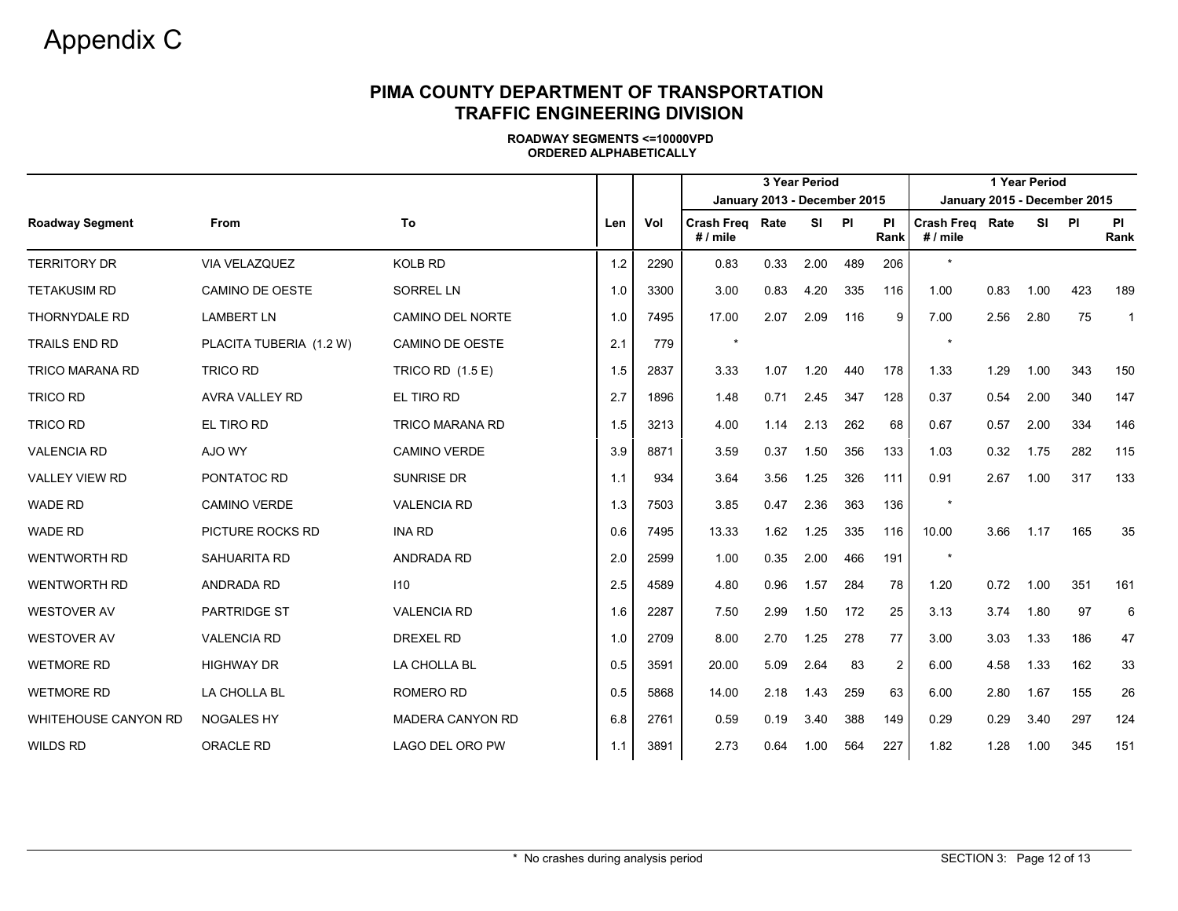# Appendix C

## PIMA COUNTY DEPARTMENT OF TRANSPORTATION
## TRAFFIC ENGINEERING DIVISION

**ROADWAY SEGMENTS <=10000VPD**
**ORDERED ALPHABETICALLY**

| | | | | | 3 Year Period January 2013 - December 2015 | | | | | 1 Year Period January 2015 - December 2015 | | | | |
|---|---|---|---|---|---|---|---|---|---|---|---|---|---|---|
| **Roadway Segment** | **From** | **To** | **Len** | **Vol** | **Crash Freq # / mile** | **Rate** | **SI** | **PI** | **PI Rank** | **Crash Freq # / mile** | **Rate** | **SI** | **PI** | **PI Rank** |
| TERRITORY DR | VIA VELAZQUEZ | KOLB RD | 1.2 | 2290 | 0.83 | 0.33 | 2.00 | 489 | 206 | * | | | | |
| TETAKUSIM RD | CAMINO DE OESTE | SORREL LN | 1.0 | 3300 | 3.00 | 0.83 | 4.20 | 335 | 116 | 1.00 | 0.83 | 1.00 | 423 | 189 |
| THORNYDALE RD | LAMBERT LN | CAMINO DEL NORTE | 1.0 | 7495 | 17.00 | 2.07 | 2.09 | 116 | 9 | 7.00 | 2.56 | 2.80 | 75 | 1 |
| TRAILS END RD | PLACITA TUBERIA (1.2 W) | CAMINO DE OESTE | 2.1 | 779 | * | | | | | * | | | | |
| TRICO MARANA RD | TRICO RD | TRICO RD (1.5 E) | 1.5 | 2837 | 3.33 | 1.07 | 1.20 | 440 | 178 | 1.33 | 1.29 | 1.00 | 343 | 150 |
| TRICO RD | AVRA VALLEY RD | EL TIRO RD | 2.7 | 1896 | 1.48 | 0.71 | 2.45 | 347 | 128 | 0.37 | 0.54 | 2.00 | 340 | 147 |
| TRICO RD | EL TIRO RD | TRICO MARANA RD | 1.5 | 3213 | 4.00 | 1.14 | 2.13 | 262 | 68 | 0.67 | 0.57 | 2.00 | 334 | 146 |
| VALENCIA RD | AJO WY | CAMINO VERDE | 3.9 | 8871 | 3.59 | 0.37 | 1.50 | 356 | 133 | 1.03 | 0.32 | 1.75 | 282 | 115 |
| VALLEY VIEW RD | PONTATOC RD | SUNRISE DR | 1.1 | 934 | 3.64 | 3.56 | 1.25 | 326 | 111 | 0.91 | 2.67 | 1.00 | 317 | 133 |
| WADE RD | CAMINO VERDE | VALENCIA RD | 1.3 | 7503 | 3.85 | 0.47 | 2.36 | 363 | 136 | * | | | | |
| WADE RD | PICTURE ROCKS RD | INA RD | 0.6 | 7495 | 13.33 | 1.62 | 1.25 | 335 | 116 | 10.00 | 3.66 | 1.17 | 165 | 35 |
| WENTWORTH RD | SAHUARITA RD | ANDRADA RD | 2.0 | 2599 | 1.00 | 0.35 | 2.00 | 466 | 191 | * | | | | |
| WENTWORTH RD | ANDRADA RD | I10 | 2.5 | 4589 | 4.80 | 0.96 | 1.57 | 284 | 78 | 1.20 | 0.72 | 1.00 | 351 | 161 |
| WESTOVER AV | PARTRIDGE ST | VALENCIA RD | 1.6 | 2287 | 7.50 | 2.99 | 1.50 | 172 | 25 | 3.13 | 3.74 | 1.80 | 97 | 6 |
| WESTOVER AV | VALENCIA RD | DREXEL RD | 1.0 | 2709 | 8.00 | 2.70 | 1.25 | 278 | 77 | 3.00 | 3.03 | 1.33 | 186 | 47 |
| WETMORE RD | HIGHWAY DR | LA CHOLLA BL | 0.5 | 3591 | 20.00 | 5.09 | 2.64 | 83 | 2 | 6.00 | 4.58 | 1.33 | 162 | 33 |
| WETMORE RD | LA CHOLLA BL | ROMERO RD | 0.5 | 5868 | 14.00 | 2.18 | 1.43 | 259 | 63 | 6.00 | 2.80 | 1.67 | 155 | 26 |
| WHITEHOUSE CANYON RD | NOGALES HY | MADERA CANYON RD | 6.8 | 2761 | 0.59 | 0.19 | 3.40 | 388 | 149 | 0.29 | 0.29 | 3.40 | 297 | 124 |
| WILDS RD | ORACLE RD | LAGO DEL ORO PW | 1.1 | 3891 | 2.73 | 0.64 | 1.00 | 564 | 227 | 1.82 | 1.28 | 1.00 | 345 | 151 |

* No crashes during analysis period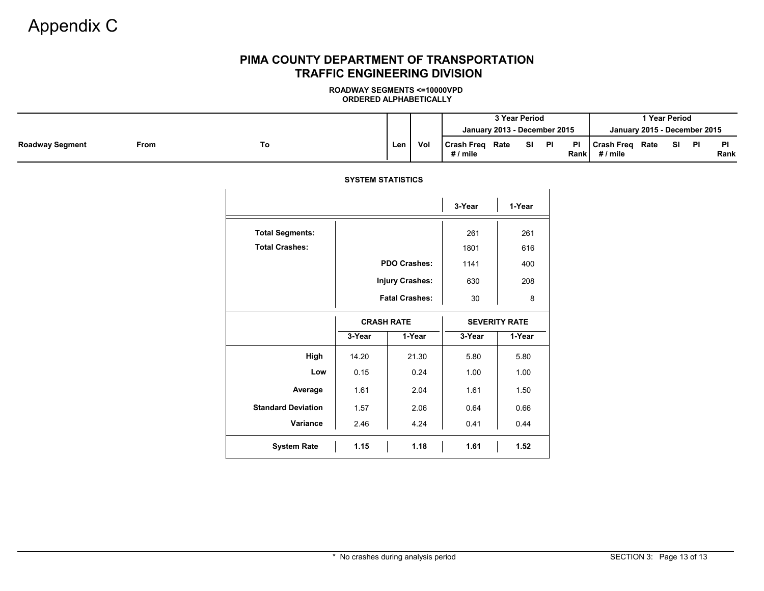# Appendix C

## PIMA COUNTY DEPARTMENT OF TRANSPORTATION
## TRAFFIC ENGINEERING DIVISION

**ROADWAY SEGMENTS <=10000VPD**
**ORDERED ALPHABETICALLY**

| | | | | | 3 Year Period January 2013 - December 2015 | | | | | 1 Year Period January 2015 - December 2015 | | | | |
|---|---|---|---|---|---|---|---|---|---|---|---|---|---|---|
| **Roadway Segment** | **From** | **To** | **Len** | **Vol** | **Crash Freq # / mile** | **Rate** | **SI** | **PI** | **PI Rank** | **Crash Freq # / mile** | **Rate** | **SI** | **PI** | **PI Rank** |

**SYSTEM STATISTICS**

| | | | 3-Year | 1-Year |
|---|---|---|---|---|
| **Total Segments:** | | | 261 | 261 |
| **Total Crashes:** | | | 1801 | 616 |
| | | **PDO Crashes:** | 1141 | 400 |
| | | **Injury Crashes:** | 630 | 208 |
| | | **Fatal Crashes:** | 30 | 8 |

| | CRASH RATE | | SEVERITY RATE | |
|---|---|---|---|---|
| | **3-Year** | **1-Year** | **3-Year** | **1-Year** |
| **High** | 14.20 | 21.30 | 5.80 | 5.80 |
| **Low** | 0.15 | 0.24 | 1.00 | 1.00 |
| **Average** | 1.61 | 2.04 | 1.61 | 1.50 |
| **Standard Deviation** | 1.57 | 2.06 | 0.64 | 0.66 |
| **Variance** | 2.46 | 4.24 | 0.41 | 0.44 |
| **System Rate** | **1.15** | **1.18** | **1.61** | **1.52** |

\* No crashes during analysis period